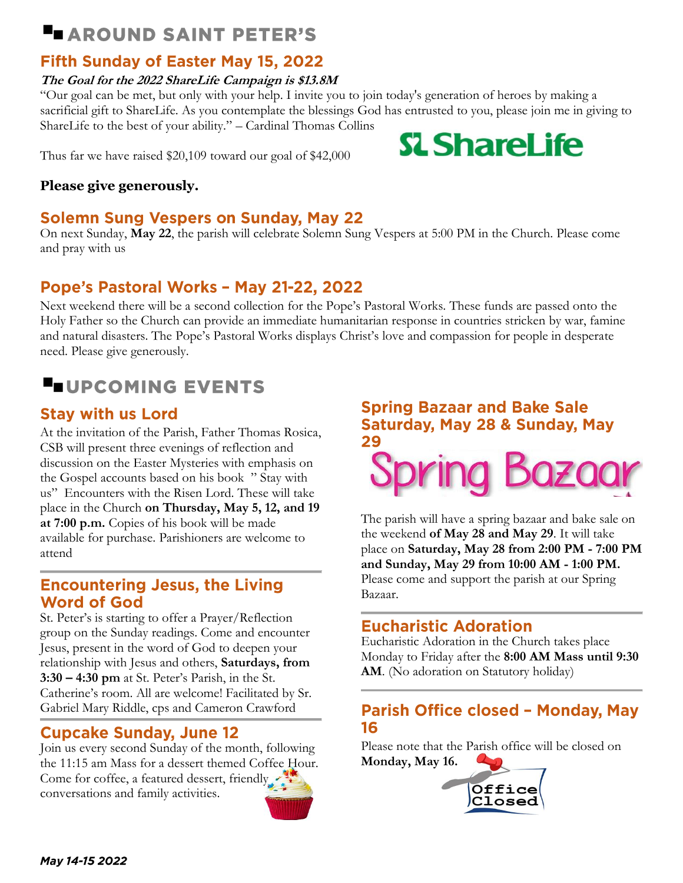# AROUND SAINT PETER'S

## Fifth Sunday of Easter May 15, 2022

***The Goal for the 2022 ShareLife Campaign is $13.8M***

"Our goal can be met, but only with your help. I invite you to join today's generation of heroes by making a sacrificial gift to ShareLife. As you contemplate the blessings God has entrusted to you, please join me in giving to ShareLife to the best of your ability." – Cardinal Thomas Collins

Thus far we have raised $20,109 toward our goal of $42,000

**Please give generously.**

## Solemn Sung Vespers on Sunday, May 22

On next Sunday, **May 22**, the parish will celebrate Solemn Sung Vespers at 5:00 PM in the Church. Please come and pray with us

## Pope's Pastoral Works – May 21-22, 2022

Next weekend there will be a second collection for the Pope's Pastoral Works. These funds are passed onto the Holy Father so the Church can provide an immediate humanitarian response in countries stricken by war, famine and natural disasters. The Pope's Pastoral Works displays Christ's love and compassion for people in desperate need. Please give generously.

# UPCOMING EVENTS

## Stay with us Lord

At the invitation of the Parish, Father Thomas Rosica, CSB will present three evenings of reflection and discussion on the Easter Mysteries with emphasis on the Gospel accounts based on his book " Stay with us" Encounters with the Risen Lord. These will take place in the Church **on Thursday, May 5, 12, and 19 at 7:00 p.m.** Copies of his book will be made available for purchase. Parishioners are welcome to attend

## Encountering Jesus, the Living Word of God

St. Peter's is starting to offer a Prayer/Reflection group on the Sunday readings. Come and encounter Jesus, present in the word of God to deepen your relationship with Jesus and others, **Saturdays, from 3:30 – 4:30 pm** at St. Peter's Parish, in the St. Catherine's room. All are welcome! Facilitated by Sr. Gabriel Mary Riddle, cps and Cameron Crawford

## Cupcake Sunday, June 12

Join us every second Sunday of the month, following the 11:15 am Mass for a dessert themed Coffee Hour. Come for coffee, a featured dessert, friendly conversations and family activities.

## Spring Bazaar and Bake Sale Saturday, May 28 & Sunday, May 29

Spring Bazaar

The parish will have a spring bazaar and bake sale on the weekend **of May 28 and May 29**. It will take place on **Saturday, May 28 from 2:00 PM - 7:00 PM and Sunday, May 29 from 10:00 AM - 1:00 PM.** Please come and support the parish at our Spring Bazaar.

## Eucharistic Adoration

Eucharistic Adoration in the Church takes place Monday to Friday after the **8:00 AM Mass until 9:30 AM**. (No adoration on Statutory holiday)

## Parish Office closed – Monday, May 16

Please note that the Parish office will be closed on **Monday, May 16.**

Office Closed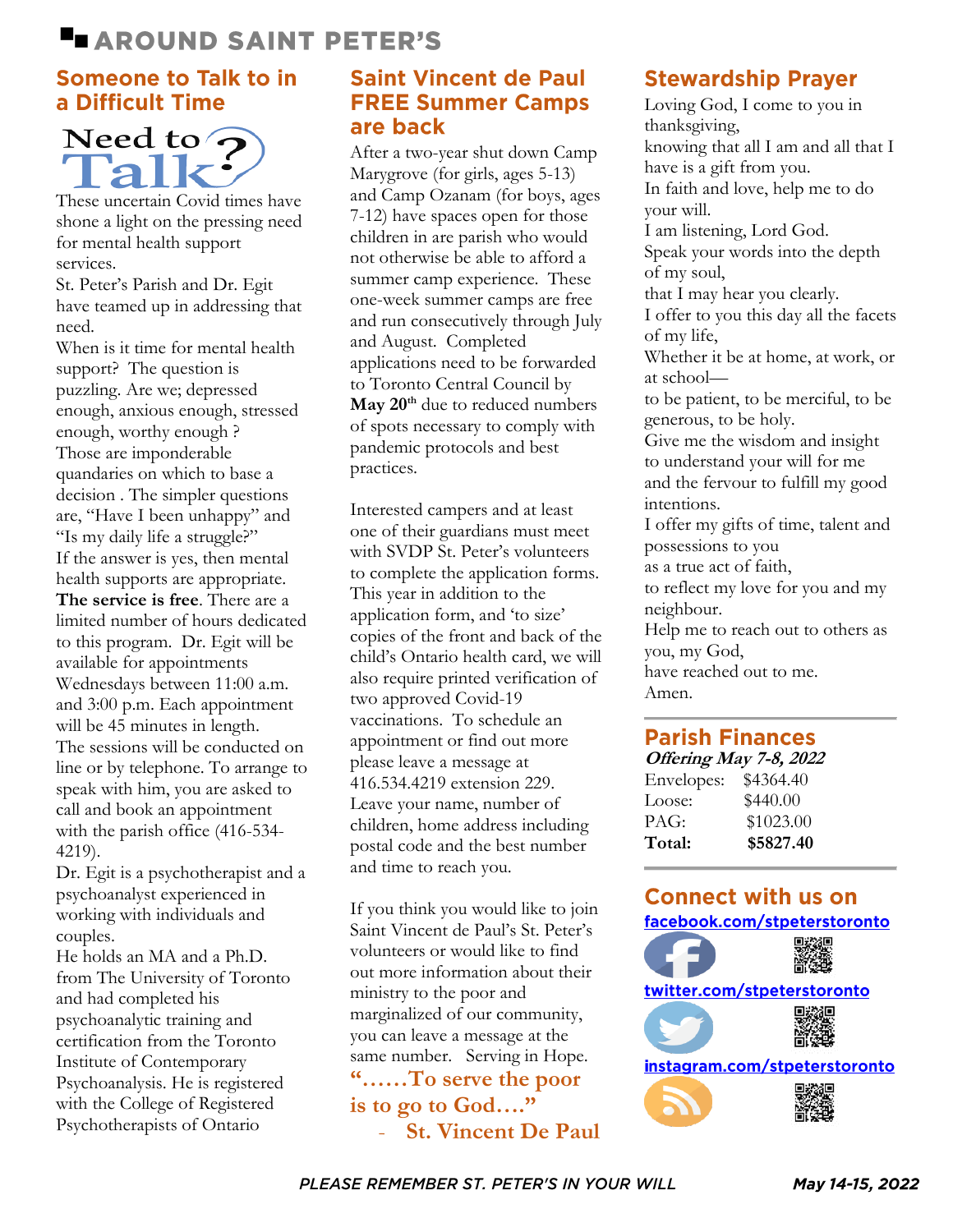# AROUND SAINT PETER'S

## Someone to Talk to in a Difficult Time

Need to Talk?

These uncertain Covid times have shone a light on the pressing need for mental health support services.

St. Peter's Parish and Dr. Egit have teamed up in addressing that need.

When is it time for mental health support? The question is puzzling. Are we; depressed enough, anxious enough, stressed enough, worthy enough ? Those are imponderable quandaries on which to base a decision . The simpler questions are, "Have I been unhappy" and "Is my daily life a struggle?" If the answer is yes, then mental health supports are appropriate.

**The service is free**. There are a limited number of hours dedicated to this program. Dr. Egit will be available for appointments Wednesdays between 11:00 a.m. and 3:00 p.m. Each appointment will be 45 minutes in length. The sessions will be conducted on line or by telephone. To arrange to speak with him, you are asked to call and book an appointment with the parish office (416-534-4219).

Dr. Egit is a psychotherapist and a psychoanalyst experienced in working with individuals and couples.

He holds an MA and a Ph.D. from The University of Toronto and had completed his psychoanalytic training and certification from the Toronto Institute of Contemporary Psychoanalysis. He is registered with the College of Registered Psychotherapists of Ontario

## Saint Vincent de Paul FREE Summer Camps are back

After a two-year shut down Camp Marygrove (for girls, ages 5-13) and Camp Ozanam (for boys, ages 7-12) have spaces open for those children in are parish who would not otherwise be able to afford a summer camp experience. These one-week summer camps are free and run consecutively through July and August. Completed applications need to be forwarded to Toronto Central Council by **May 20th** due to reduced numbers of spots necessary to comply with pandemic protocols and best practices.

Interested campers and at least one of their guardians must meet with SVDP St. Peter's volunteers to complete the application forms. This year in addition to the application form, and 'to size' copies of the front and back of the child's Ontario health card, we will also require printed verification of two approved Covid-19 vaccinations. To schedule an appointment or find out more please leave a message at 416.534.4219 extension 229. Leave your name, number of children, home address including postal code and the best number and time to reach you.

If you think you would like to join Saint Vincent de Paul's St. Peter's volunteers or would like to find out more information about their ministry to the poor and marginalized of our community, you can leave a message at the same number. Serving in Hope.

**"……To serve the poor is to go to God…."**
**- St. Vincent De Paul**

## Stewardship Prayer

Loving God, I come to you in thanksgiving,
knowing that all I am and all that I have is a gift from you.
In faith and love, help me to do your will.
I am listening, Lord God.
Speak your words into the depth of my soul,
that I may hear you clearly.
I offer to you this day all the facets of my life,
Whether it be at home, at work, or at school—
to be patient, to be merciful, to be generous, to be holy.
Give me the wisdom and insight
to understand your will for me
and the fervour to fulfill my good intentions.
I offer my gifts of time, talent and possessions to you
as a true act of faith,
to reflect my love for you and my neighbour.
Help me to reach out to others as you, my God,
have reached out to me.
Amen.

## Parish Finances

***Offering May 7-8, 2022***

| | |
|---|---|
| Envelopes: | $4364.40 |
| Loose: | $440.00 |
| PAG: | $1023.00 |
| **Total:** | **$5827.40** |

## Connect with us on

facebook.com/stpeterstoronto

twitter.com/stpeterstoronto

instagram.com/stpeterstoronto

*PLEASE REMEMBER ST. PETER'S IN YOUR WILL* **May 14-15, 2022**